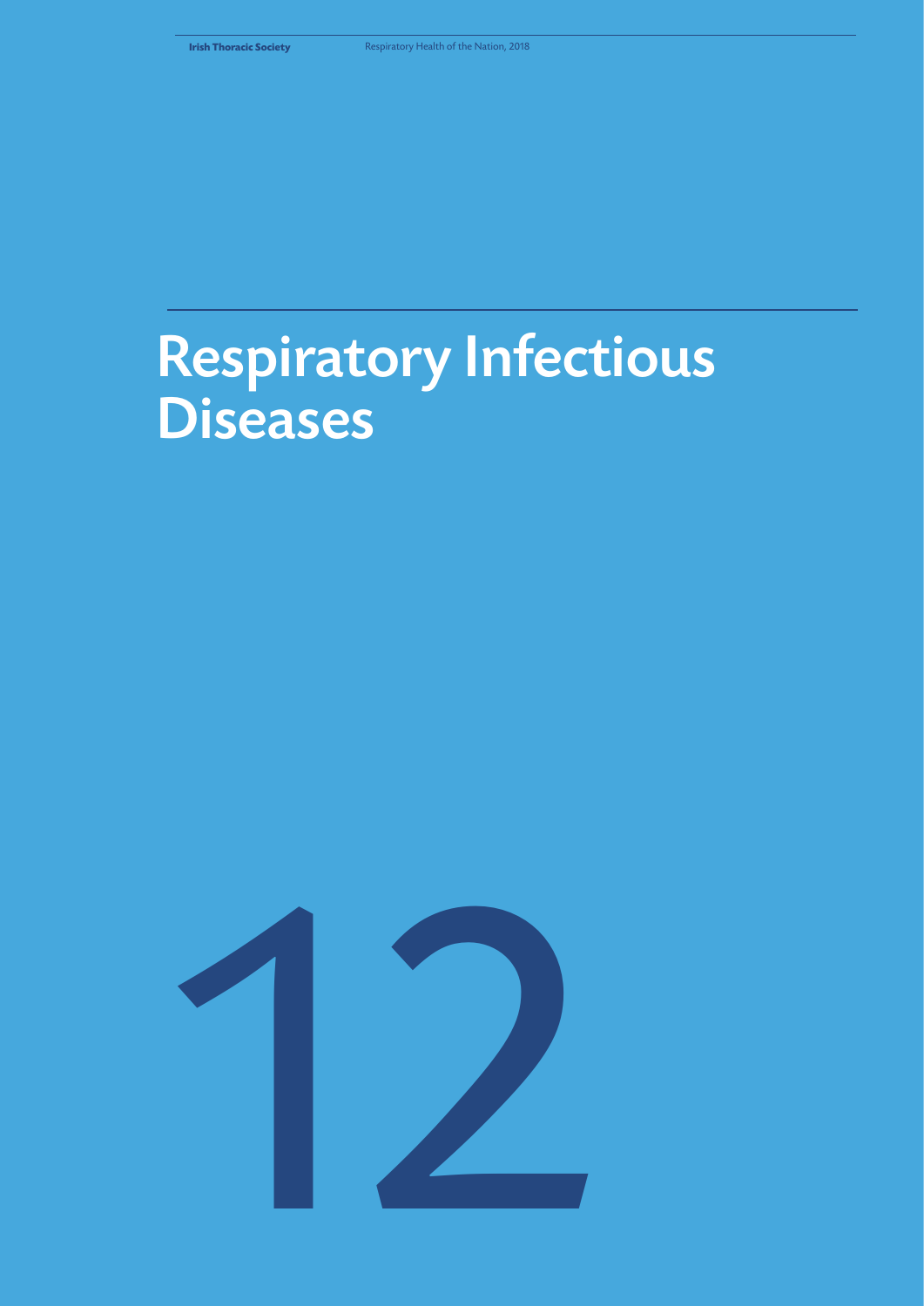# Respiratory Infectious Diseases

12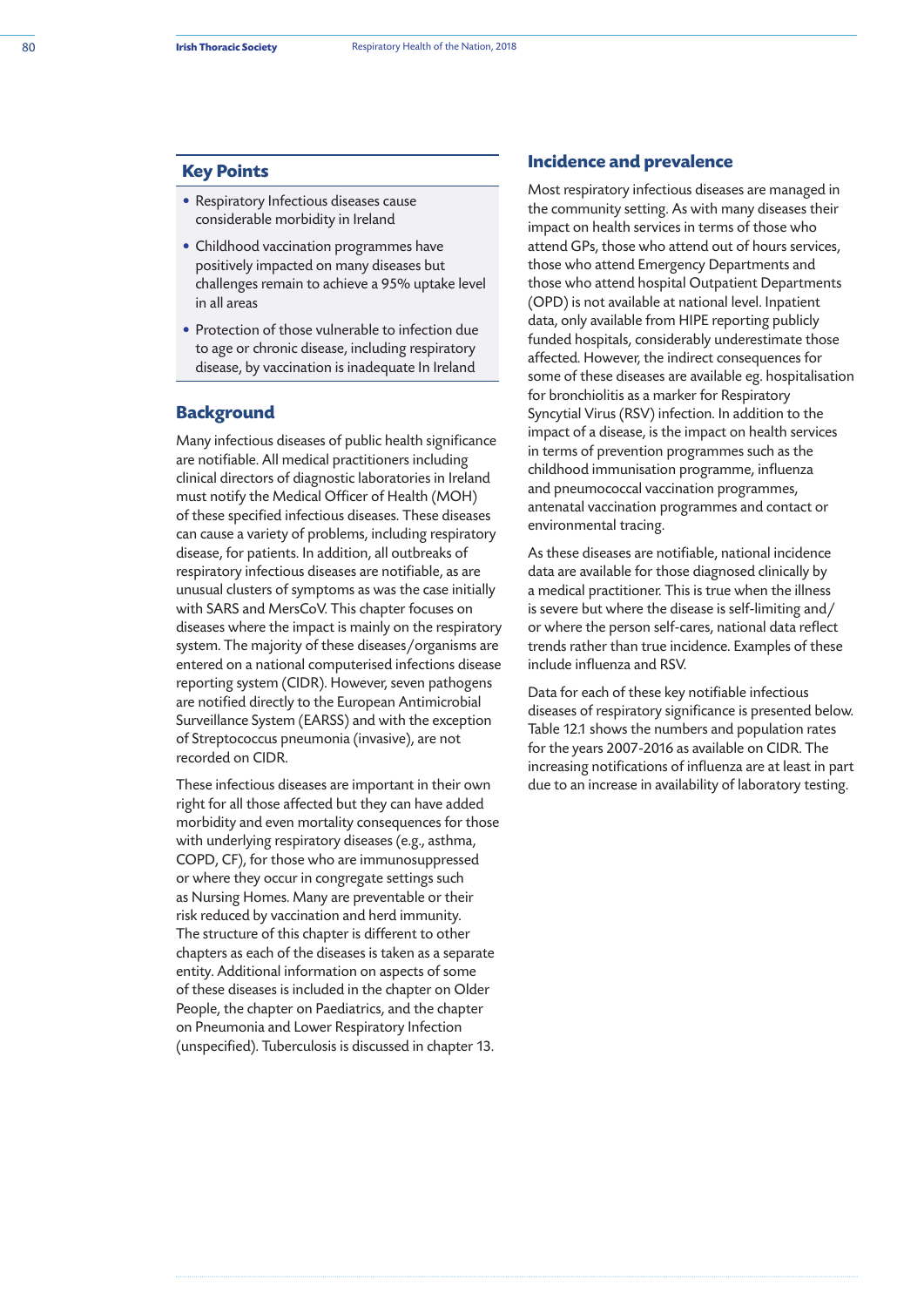## Key Points

- Respiratory Infectious diseases cause considerable morbidity in Ireland
- Childhood vaccination programmes have positively impacted on many diseases but challenges remain to achieve a 95% uptake level in all areas
- Protection of those vulnerable to infection due to age or chronic disease, including respiratory disease, by vaccination is inadequate In Ireland

## Background

Many infectious diseases of public health significance are notifiable. All medical practitioners including clinical directors of diagnostic laboratories in Ireland must notify the Medical Officer of Health (MOH) of these specified infectious diseases. These diseases can cause a variety of problems, including respiratory disease, for patients. In addition, all outbreaks of respiratory infectious diseases are notifiable, as are unusual clusters of symptoms as was the case initially with SARS and MersCoV. This chapter focuses on diseases where the impact is mainly on the respiratory system. The majority of these diseases/organisms are entered on a national computerised infections disease reporting system (CIDR). However, seven pathogens are notified directly to the European Antimicrobial Surveillance System (EARSS) and with the exception of Streptococcus pneumonia (invasive), are not recorded on CIDR.

These infectious diseases are important in their own right for all those affected but they can have added morbidity and even mortality consequences for those with underlying respiratory diseases (e.g., asthma, COPD, CF), for those who are immunosuppressed or where they occur in congregate settings such as Nursing Homes. Many are preventable or their risk reduced by vaccination and herd immunity. The structure of this chapter is different to other chapters as each of the diseases is taken as a separate entity. Additional information on aspects of some of these diseases is included in the chapter on Older People, the chapter on Paediatrics, and the chapter on Pneumonia and Lower Respiratory Infection (unspecified). Tuberculosis is discussed in chapter 13.

## Incidence and prevalence

Most respiratory infectious diseases are managed in the community setting. As with many diseases their impact on health services in terms of those who attend GPs, those who attend out of hours services, those who attend Emergency Departments and those who attend hospital Outpatient Departments (OPD) is not available at national level. Inpatient data, only available from HIPE reporting publicly funded hospitals, considerably underestimate those affected. However, the indirect consequences for some of these diseases are available eg. hospitalisation for bronchiolitis as a marker for Respiratory Syncytial Virus (RSV) infection. In addition to the impact of a disease, is the impact on health services in terms of prevention programmes such as the childhood immunisation programme, influenza and pneumococcal vaccination programmes, antenatal vaccination programmes and contact or environmental tracing.

As these diseases are notifiable, national incidence data are available for those diagnosed clinically by a medical practitioner. This is true when the illness is severe but where the disease is self-limiting and/or where the person self-cares, national data reflect trends rather than true incidence. Examples of these include influenza and RSV.

Data for each of these key notifiable infectious diseases of respiratory significance is presented below. Table 12.1 shows the numbers and population rates for the years 2007-2016 as available on CIDR. The increasing notifications of influenza are at least in part due to an increase in availability of laboratory testing.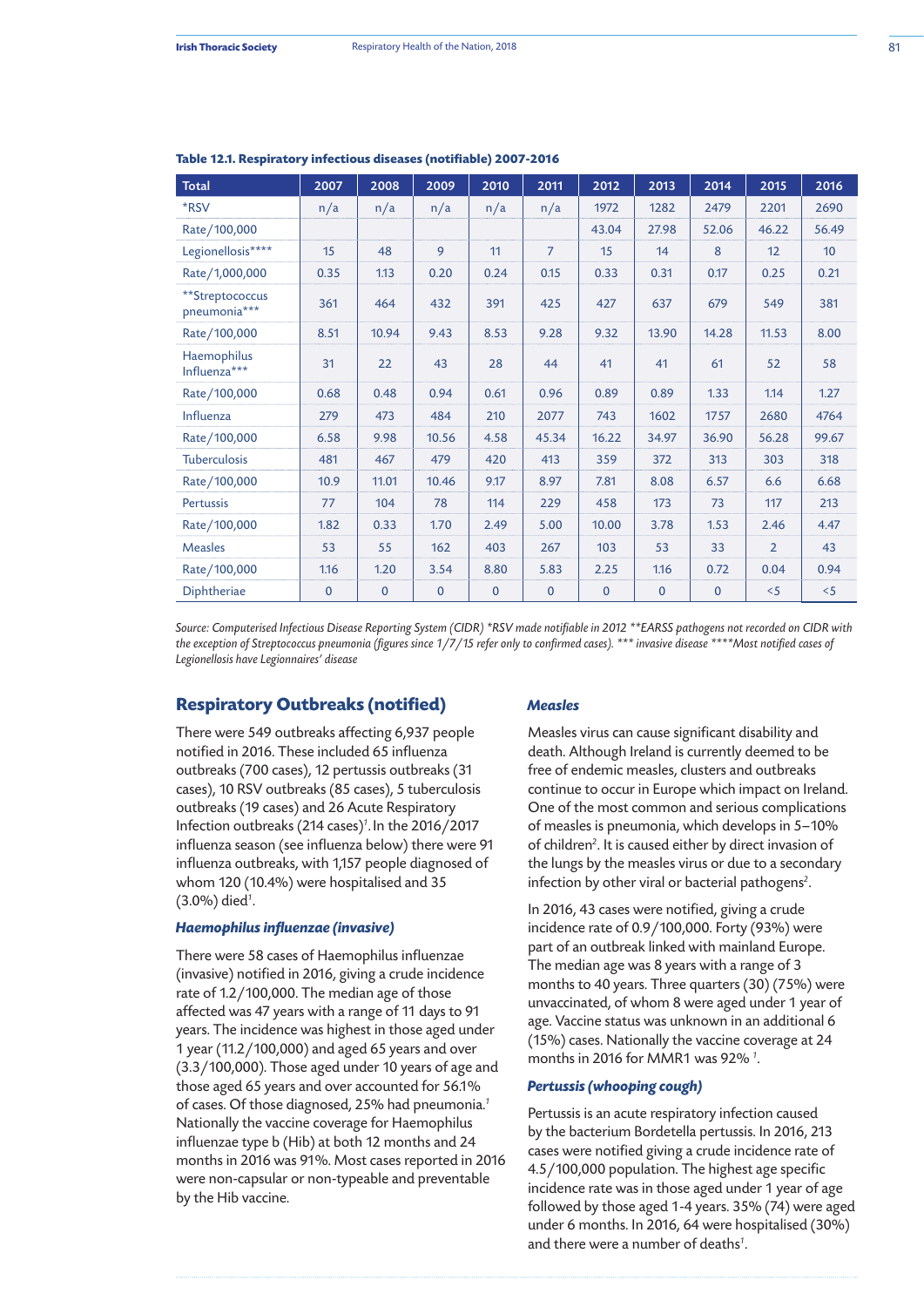**Table 12.1. Respiratory infectious diseases (notifiable) 2007-2016**

| Total | 2007 | 2008 | 2009 | 2010 | 2011 | 2012 | 2013 | 2014 | 2015 | 2016 |
|---|---|---|---|---|---|---|---|---|---|---|
| *RSV | n/a | n/a | n/a | n/a | n/a | 1972 | 1282 | 2479 | 2201 | 2690 |
| Rate/100,000 | | | | | | 43.04 | 27.98 | 52.06 | 46.22 | 56.49 |
| Legionellosis**** | 15 | 48 | 9 | 11 | 7 | 15 | 14 | 8 | 12 | 10 |
| Rate/1,000,000 | 0.35 | 1.13 | 0.20 | 0.24 | 0.15 | 0.33 | 0.31 | 0.17 | 0.25 | 0.21 |
| **Streptococcus pneumonia*** | 361 | 464 | 432 | 391 | 425 | 427 | 637 | 679 | 549 | 381 |
| Rate/100,000 | 8.51 | 10.94 | 9.43 | 8.53 | 9.28 | 9.32 | 13.90 | 14.28 | 11.53 | 8.00 |
| Haemophilus Influenza*** | 31 | 22 | 43 | 28 | 44 | 41 | 41 | 61 | 52 | 58 |
| Rate/100,000 | 0.68 | 0.48 | 0.94 | 0.61 | 0.96 | 0.89 | 0.89 | 1.33 | 1.14 | 1.27 |
| Influenza | 279 | 473 | 484 | 210 | 2077 | 743 | 1602 | 1757 | 2680 | 4764 |
| Rate/100,000 | 6.58 | 9.98 | 10.56 | 4.58 | 45.34 | 16.22 | 34.97 | 36.90 | 56.28 | 99.67 |
| Tuberculosis | 481 | 467 | 479 | 420 | 413 | 359 | 372 | 313 | 303 | 318 |
| Rate/100,000 | 10.9 | 11.01 | 10.46 | 9.17 | 8.97 | 7.81 | 8.08 | 6.57 | 6.6 | 6.68 |
| Pertussis | 77 | 104 | 78 | 114 | 229 | 458 | 173 | 73 | 117 | 213 |
| Rate/100,000 | 1.82 | 0.33 | 1.70 | 2.49 | 5.00 | 10.00 | 3.78 | 1.53 | 2.46 | 4.47 |
| Measles | 53 | 55 | 162 | 403 | 267 | 103 | 53 | 33 | 2 | 43 |
| Rate/100,000 | 1.16 | 1.20 | 3.54 | 8.80 | 5.83 | 2.25 | 1.16 | 0.72 | 0.04 | 0.94 |
| Diphtheriae | 0 | 0 | 0 | 0 | 0 | 0 | 0 | 0 | <5 | <5 |

*Source: Computerised Infectious Disease Reporting System (CIDR) *RSV made notifiable in 2012 **EARSS pathogens not recorded on CIDR with the exception of Streptococcus pneumonia (figures since 1/7/15 refer only to confirmed cases). *** invasive disease ****Most notified cases of Legionellosis have Legionnaires' disease*

## Respiratory Outbreaks (notified)

There were 549 outbreaks affecting 6,937 people notified in 2016. These included 65 influenza outbreaks (700 cases), 12 pertussis outbreaks (31 cases), 10 RSV outbreaks (85 cases), 5 tuberculosis outbreaks (19 cases) and 26 Acute Respiratory Infection outbreaks (214 cases)[1]. In the 2016/2017 influenza season (see influenza below) there were 91 influenza outbreaks, with 1,157 people diagnosed of whom 120 (10.4%) were hospitalised and 35 (3.0%) died[1].

### *Haemophilus influenzae (invasive)*

There were 58 cases of Haemophilus influenzae (invasive) notified in 2016, giving a crude incidence rate of 1.2/100,000. The median age of those affected was 47 years with a range of 11 days to 91 years. The incidence was highest in those aged under 1 year (11.2/100,000) and aged 65 years and over (3.3/100,000). Those aged under 10 years of age and those aged 65 years and over accounted for 56.1% of cases. Of those diagnosed, 25% had pneumonia.[1] Nationally the vaccine coverage for Haemophilus influenzae type b (Hib) at both 12 months and 24 months in 2016 was 91%. Most cases reported in 2016 were non-capsular or non-typeable and preventable by the Hib vaccine.

### *Measles*

Measles virus can cause significant disability and death. Although Ireland is currently deemed to be free of endemic measles, clusters and outbreaks continue to occur in Europe which impact on Ireland. One of the most common and serious complications of measles is pneumonia, which develops in 5–10% of children[2]. It is caused either by direct invasion of the lungs by the measles virus or due to a secondary infection by other viral or bacterial pathogens[2].

In 2016, 43 cases were notified, giving a crude incidence rate of 0.9/100,000. Forty (93%) were part of an outbreak linked with mainland Europe. The median age was 8 years with a range of 3 months to 40 years. Three quarters (30) (75%) were unvaccinated, of whom 8 were aged under 1 year of age. Vaccine status was unknown in an additional 6 (15%) cases. Nationally the vaccine coverage at 24 months in 2016 for MMR1 was 92% [1].

### *Pertussis (whooping cough)*

Pertussis is an acute respiratory infection caused by the bacterium Bordetella pertussis. In 2016, 213 cases were notified giving a crude incidence rate of 4.5/100,000 population. The highest age specific incidence rate was in those aged under 1 year of age followed by those aged 1-4 years. 35% (74) were aged under 6 months. In 2016, 64 were hospitalised (30%) and there were a number of deaths[1].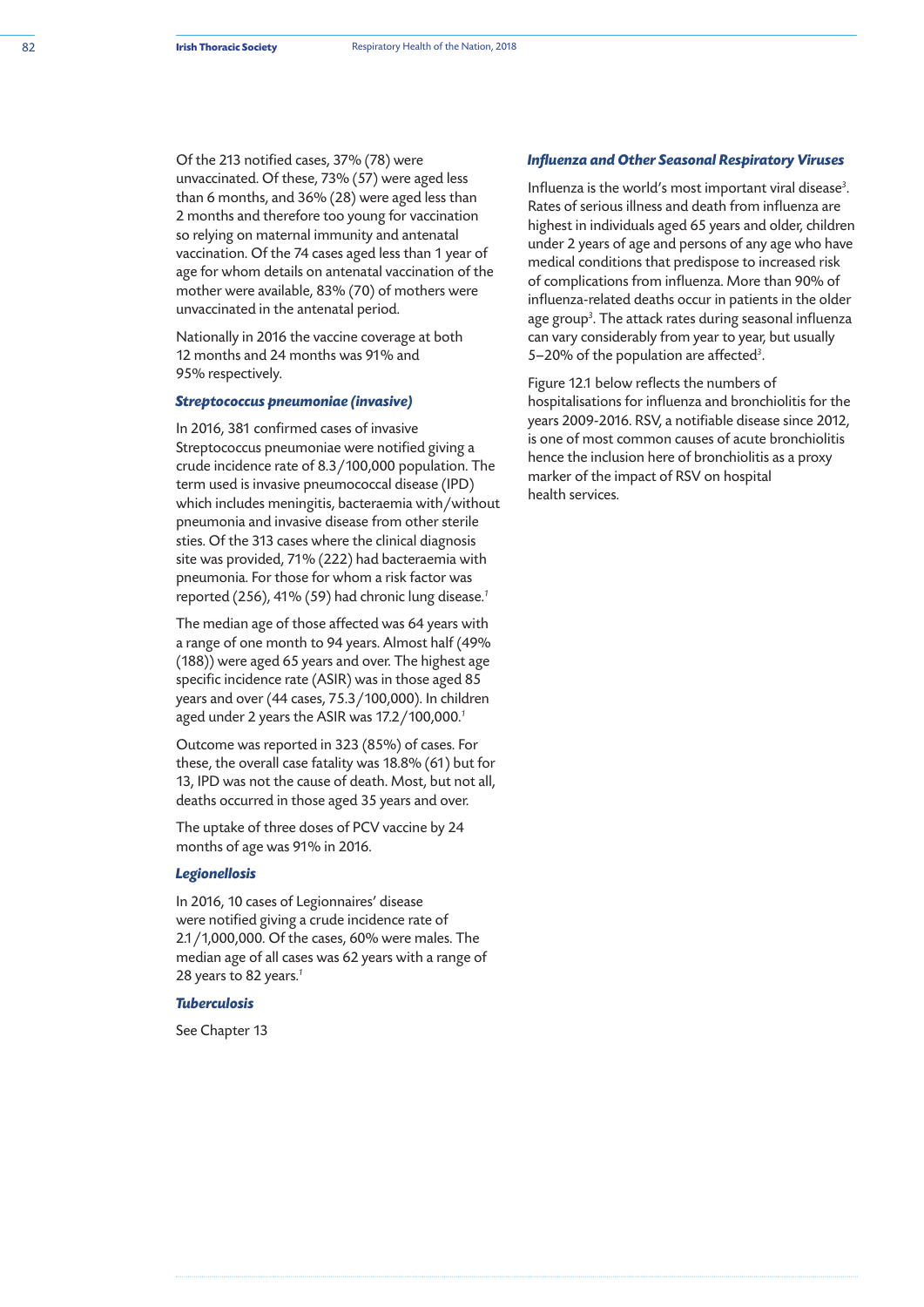Of the 213 notified cases, 37% (78) were unvaccinated. Of these, 73% (57) were aged less than 6 months, and 36% (28) were aged less than 2 months and therefore too young for vaccination so relying on maternal immunity and antenatal vaccination. Of the 74 cases aged less than 1 year of age for whom details on antenatal vaccination of the mother were available, 83% (70) of mothers were unvaccinated in the antenatal period.

Nationally in 2016 the vaccine coverage at both 12 months and 24 months was 91% and 95% respectively.

### *Streptococcus pneumoniae (invasive)*

In 2016, 381 confirmed cases of invasive Streptococcus pneumoniae were notified giving a crude incidence rate of 8.3/100,000 population. The term used is invasive pneumococcal disease (IPD) which includes meningitis, bacteraemia with/without pneumonia and invasive disease from other sterile sties. Of the 313 cases where the clinical diagnosis site was provided, 71% (222) had bacteraemia with pneumonia. For those for whom a risk factor was reported (256), 41% (59) had chronic lung disease.[1]

The median age of those affected was 64 years with a range of one month to 94 years. Almost half (49% (188)) were aged 65 years and over. The highest age specific incidence rate (ASIR) was in those aged 85 years and over (44 cases, 75.3/100,000). In children aged under 2 years the ASIR was 17.2/100,000.[1]

Outcome was reported in 323 (85%) of cases. For these, the overall case fatality was 18.8% (61) but for 13, IPD was not the cause of death. Most, but not all, deaths occurred in those aged 35 years and over.

The uptake of three doses of PCV vaccine by 24 months of age was 91% in 2016.

### *Legionellosis*

In 2016, 10 cases of Legionnaires' disease were notified giving a crude incidence rate of 2.1/1,000,000. Of the cases, 60% were males. The median age of all cases was 62 years with a range of 28 years to 82 years.[1]

### *Tuberculosis*

See Chapter 13

### *Influenza and Other Seasonal Respiratory Viruses*

Influenza is the world's most important viral disease[3]. Rates of serious illness and death from influenza are highest in individuals aged 65 years and older, children under 2 years of age and persons of any age who have medical conditions that predispose to increased risk of complications from influenza. More than 90% of influenza-related deaths occur in patients in the older age group[3]. The attack rates during seasonal influenza can vary considerably from year to year, but usually 5–20% of the population are affected[3].

Figure 12.1 below reflects the numbers of hospitalisations for influenza and bronchiolitis for the years 2009-2016. RSV, a notifiable disease since 2012, is one of most common causes of acute bronchiolitis hence the inclusion here of bronchiolitis as a proxy marker of the impact of RSV on hospital health services.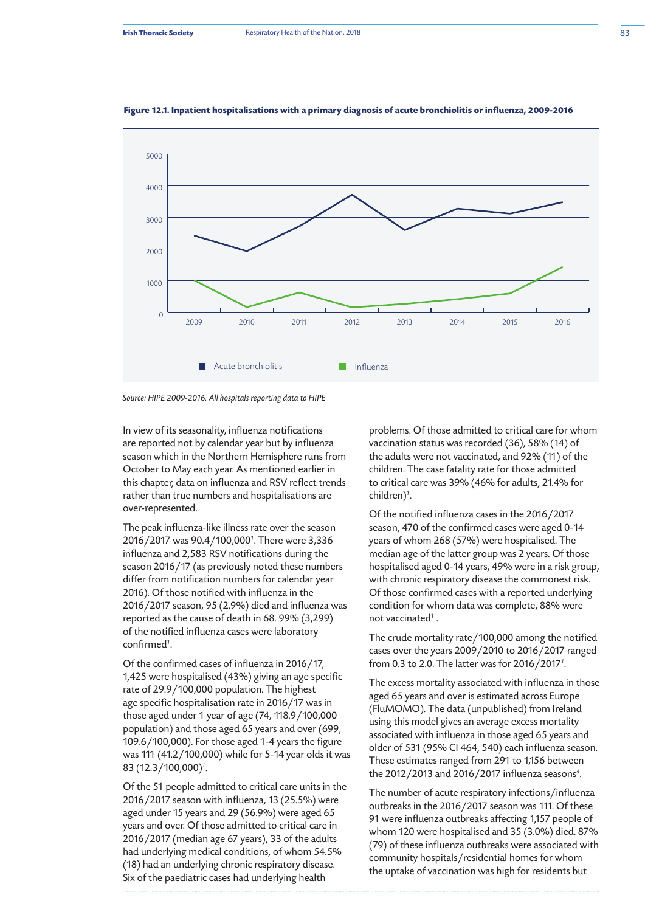**Figure 12.1. Inpatient hospitalisations with a primary diagnosis of acute bronchiolitis or influenza, 2009-2016**

*Source: HIPE 2009-2016. All hospitals reporting data to HIPE*

In view of its seasonality, influenza notifications are reported not by calendar year but by influenza season which in the Northern Hemisphere runs from October to May each year. As mentioned earlier in this chapter, data on influenza and RSV reflect trends rather than true numbers and hospitalisations are over-represented.

The peak influenza-like illness rate over the season 2016/2017 was 90.4/100,000[1]. There were 3,336 influenza and 2,583 RSV notifications during the season 2016/17 (as previously noted these numbers differ from notification numbers for calendar year 2016). Of those notified with influenza in the 2016/2017 season, 95 (2.9%) died and influenza was reported as the cause of death in 68. 99% (3,299) of the notified influenza cases were laboratory confirmed[1].

Of the confirmed cases of influenza in 2016/17, 1,425 were hospitalised (43%) giving an age specific rate of 29.9/100,000 population. The highest age specific hospitalisation rate in 2016/17 was in those aged under 1 year of age (74, 118.9/100,000 population) and those aged 65 years and over (699, 109.6/100,000). For those aged 1-4 years the figure was 111 (41.2/100,000) while for 5-14 year olds it was 83 (12.3/100,000)[1].

Of the 51 people admitted to critical care units in the 2016/2017 season with influenza, 13 (25.5%) were aged under 15 years and 29 (56.9%) were aged 65 years and over. Of those admitted to critical care in 2016/2017 (median age 67 years), 33 of the adults had underlying medical conditions, of whom 54.5% (18) had an underlying chronic respiratory disease. Six of the paediatric cases had underlying health problems. Of those admitted to critical care for whom vaccination status was recorded (36), 58% (14) of the adults were not vaccinated, and 92% (11) of the children. The case fatality rate for those admitted to critical care was 39% (46% for adults, 21.4% for children)[1].

Of the notified influenza cases in the 2016/2017 season, 470 of the confirmed cases were aged 0-14 years of whom 268 (57%) were hospitalised. The median age of the latter group was 2 years. Of those hospitalised aged 0-14 years, 49% were in a risk group, with chronic respiratory disease the commonest risk. Of those confirmed cases with a reported underlying condition for whom data was complete, 88% were not vaccinated[1] .

The crude mortality rate/100,000 among the notified cases over the years 2009/2010 to 2016/2017 ranged from 0.3 to 2.0. The latter was for 2016/2017[1].

The excess mortality associated with influenza in those aged 65 years and over is estimated across Europe (FluMOMO). The data (unpublished) from Ireland using this model gives an average excess mortality associated with influenza in those aged 65 years and older of 531 (95% CI 464, 540) each influenza season. These estimates ranged from 291 to 1,156 between the 2012/2013 and 2016/2017 influenza seasons[4].

The number of acute respiratory infections/influenza outbreaks in the 2016/2017 season was 111. Of these 91 were influenza outbreaks affecting 1,157 people of whom 120 were hospitalised and 35 (3.0%) died. 87% (79) of these influenza outbreaks were associated with community hospitals/residential homes for whom the uptake of vaccination was high for residents but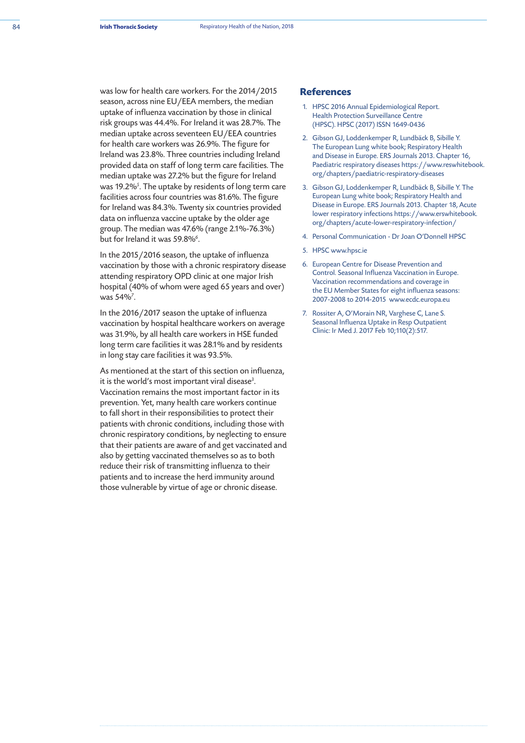was low for health care workers. For the 2014/2015 season, across nine EU/EEA members, the median uptake of influenza vaccination by those in clinical risk groups was 44.4%. For Ireland it was 28.7%. The median uptake across seventeen EU/EEA countries for health care workers was 26.9%. The figure for Ireland was 23.8%. Three countries including Ireland provided data on staff of long term care facilities. The median uptake was 27.2% but the figure for Ireland was 19.2%[5]. The uptake by residents of long term care facilities across four countries was 81.6%. The figure for Ireland was 84.3%. Twenty six countries provided data on influenza vaccine uptake by the older age group. The median was 47.6% (range 2.1%-76.3%) but for Ireland it was 59.8%[6].

In the 2015/2016 season, the uptake of influenza vaccination by those with a chronic respiratory disease attending respiratory OPD clinic at one major Irish hospital (40% of whom were aged 65 years and over) was 54%[7].

In the 2016/2017 season the uptake of influenza vaccination by hospital healthcare workers on average was 31.9%, by all health care workers in HSE funded long term care facilities it was 28.1% and by residents in long stay care facilities it was 93.5%.

As mentioned at the start of this section on influenza, it is the world's most important viral disease[3]. Vaccination remains the most important factor in its prevention. Yet, many health care workers continue to fall short in their responsibilities to protect their patients with chronic conditions, including those with chronic respiratory conditions, by neglecting to ensure that their patients are aware of and get vaccinated and also by getting vaccinated themselves so as to both reduce their risk of transmitting influenza to their patients and to increase the herd immunity around those vulnerable by virtue of age or chronic disease.

## References

1. HPSC 2016 Annual Epidemiological Report. Health Protection Surveillance Centre (HPSC). HPSC (2017) ISSN 1649-0436
2. Gibson GJ, Loddenkemper R, Lundbäck B, Sibille Y. The European Lung white book; Respiratory Health and Disease in Europe. ERS Journals 2013. Chapter 16, Paediatric respiratory diseases https://www.reswhitebook.org/chapters/paediatric-respiratory-diseases
3. Gibson GJ, Loddenkemper R, Lundbäck B, Sibille Y. The European Lung white book; Respiratory Health and Disease in Europe. ERS Journals 2013. Chapter 18, Acute lower respiratory infections https://www.erswhitebook.org/chapters/acute-lower-respiratory-infection/
4. Personal Communication - Dr Joan O'Donnell HPSC
5. HPSC www.hpsc.ie
6. European Centre for Disease Prevention and Control. Seasonal Influenza Vaccination in Europe. Vaccination recommendations and coverage in the EU Member States for eight influenza seasons: 2007-2008 to 2014-2015 www.ecdc.europa.eu
7. Rossiter A, O'Morain NR, Varghese C, Lane S. Seasonal Influenza Uptake in Resp Outpatient Clinic: Ir Med J. 2017 Feb 10;110(2):517.